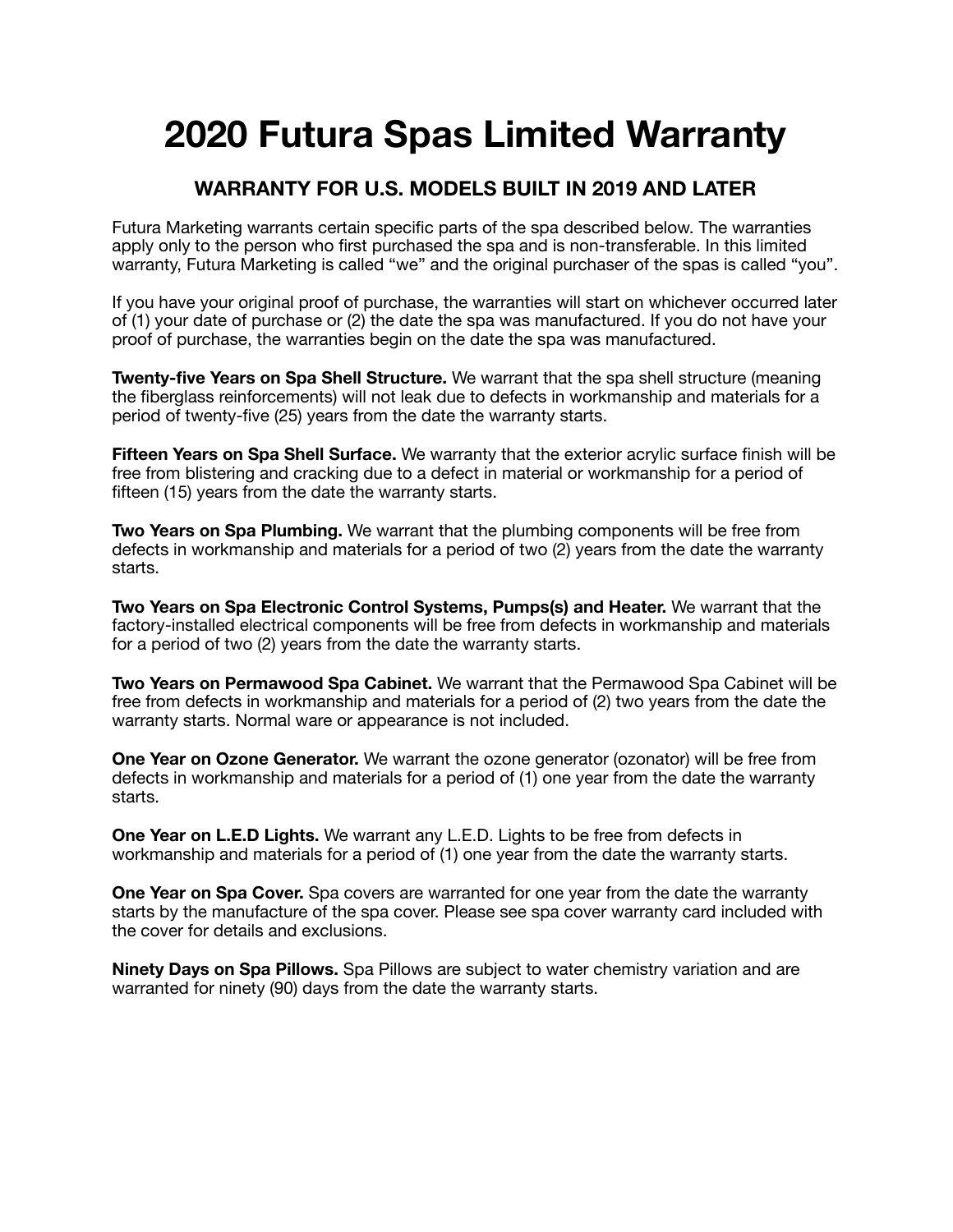# 2020 Futura Spas Limited Warranty

## WARRANTY FOR U.S. MODELS BUILT IN 2019 AND LATER

Futura Marketing warrants certain specific parts of the spa described below. The warranties apply only to the person who first purchased the spa and is non-transferable. In this limited warranty, Futura Marketing is called "we" and the original purchaser of the spas is called "you".

If you have your original proof of purchase, the warranties will start on whichever occurred later of (1) your date of purchase or (2) the date the spa was manufactured. If you do not have your proof of purchase, the warranties begin on the date the spa was manufactured.

**Twenty-five Years on Spa Shell Structure.** We warrant that the spa shell structure (meaning the fiberglass reinforcements) will not leak due to defects in workmanship and materials for a period of twenty-five (25) years from the date the warranty starts.

**Fifteen Years on Spa Shell Surface.** We warranty that the exterior acrylic surface finish will be free from blistering and cracking due to a defect in material or workmanship for a period of fifteen (15) years from the date the warranty starts.

**Two Years on Spa Plumbing.** We warrant that the plumbing components will be free from defects in workmanship and materials for a period of two (2) years from the date the warranty starts.

**Two Years on Spa Electronic Control Systems, Pumps(s) and Heater.** We warrant that the factory-installed electrical components will be free from defects in workmanship and materials for a period of two (2) years from the date the warranty starts.

**Two Years on Permawood Spa Cabinet.** We warrant that the Permawood Spa Cabinet will be free from defects in workmanship and materials for a period of (2) two years from the date the warranty starts. Normal ware or appearance is not included.

**One Year on Ozone Generator.** We warrant the ozone generator (ozonator) will be free from defects in workmanship and materials for a period of (1) one year from the date the warranty starts.

**One Year on L.E.D Lights.** We warrant any L.E.D. Lights to be free from defects in workmanship and materials for a period of (1) one year from the date the warranty starts.

**One Year on Spa Cover.** Spa covers are warranted for one year from the date the warranty starts by the manufacture of the spa cover. Please see spa cover warranty card included with the cover for details and exclusions.

**Ninety Days on Spa Pillows.** Spa Pillows are subject to water chemistry variation and are warranted for ninety (90) days from the date the warranty starts.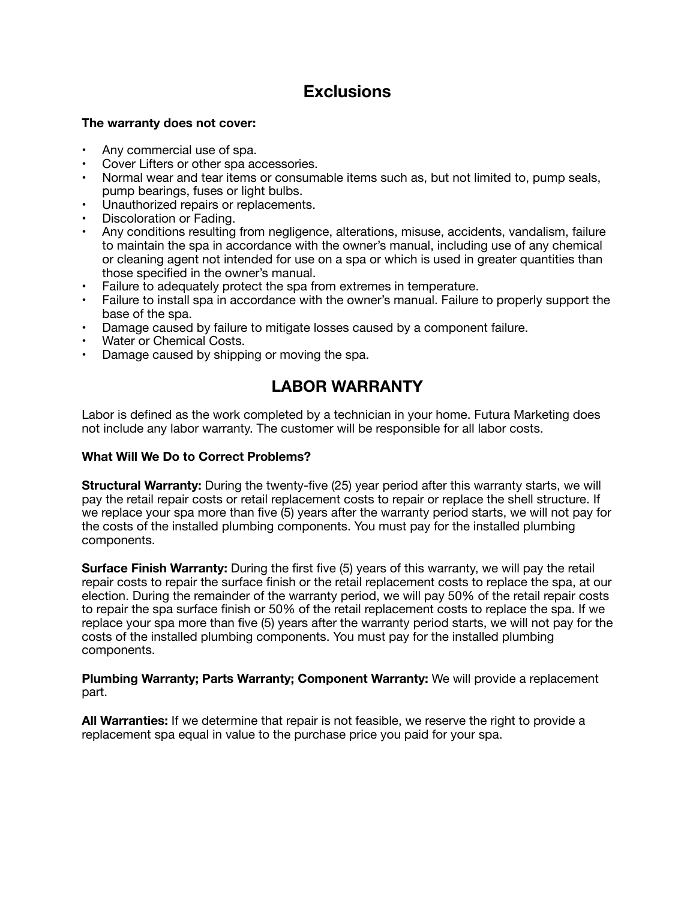## Exclusions

**The warranty does not cover:**

- Any commercial use of spa.
- Cover Lifters or other spa accessories.
- Normal wear and tear items or consumable items such as, but not limited to, pump seals, pump bearings, fuses or light bulbs.
- Unauthorized repairs or replacements.
- Discoloration or Fading.
- Any conditions resulting from negligence, alterations, misuse, accidents, vandalism, failure to maintain the spa in accordance with the owner's manual, including use of any chemical or cleaning agent not intended for use on a spa or which is used in greater quantities than those specified in the owner's manual.
- Failure to adequately protect the spa from extremes in temperature.
- Failure to install spa in accordance with the owner's manual. Failure to properly support the base of the spa.
- Damage caused by failure to mitigate losses caused by a component failure.
- Water or Chemical Costs.
- Damage caused by shipping or moving the spa.

## LABOR WARRANTY

Labor is defined as the work completed by a technician in your home. Futura Marketing does not include any labor warranty. The customer will be responsible for all labor costs.

**What Will We Do to Correct Problems?**

**Structural Warranty:** During the twenty-five (25) year period after this warranty starts, we will pay the retail repair costs or retail replacement costs to repair or replace the shell structure. If we replace your spa more than five (5) years after the warranty period starts, we will not pay for the costs of the installed plumbing components. You must pay for the installed plumbing components.

**Surface Finish Warranty:** During the first five (5) years of this warranty, we will pay the retail repair costs to repair the surface finish or the retail replacement costs to replace the spa, at our election. During the remainder of the warranty period, we will pay 50% of the retail repair costs to repair the spa surface finish or 50% of the retail replacement costs to replace the spa. If we replace your spa more than five (5) years after the warranty period starts, we will not pay for the costs of the installed plumbing components. You must pay for the installed plumbing components.

**Plumbing Warranty; Parts Warranty; Component Warranty:** We will provide a replacement part.

**All Warranties:** If we determine that repair is not feasible, we reserve the right to provide a replacement spa equal in value to the purchase price you paid for your spa.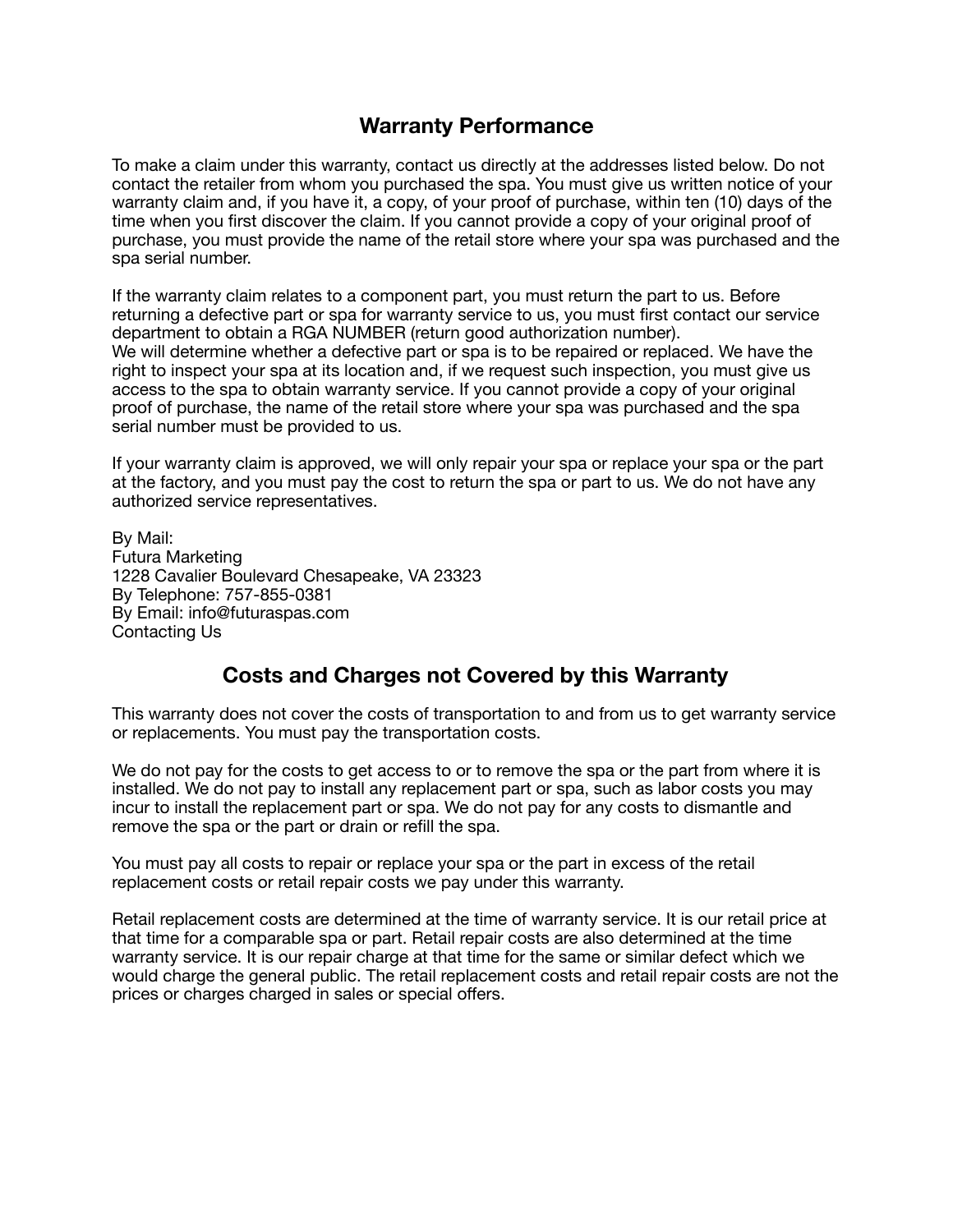## Warranty Performance

To make a claim under this warranty, contact us directly at the addresses listed below. Do not contact the retailer from whom you purchased the spa. You must give us written notice of your warranty claim and, if you have it, a copy, of your proof of purchase, within ten (10) days of the time when you first discover the claim. If you cannot provide a copy of your original proof of purchase, you must provide the name of the retail store where your spa was purchased and the spa serial number.

If the warranty claim relates to a component part, you must return the part to us. Before returning a defective part or spa for warranty service to us, you must first contact our service department to obtain a RGA NUMBER (return good authorization number).
We will determine whether a defective part or spa is to be repaired or replaced. We have the right to inspect your spa at its location and, if we request such inspection, you must give us access to the spa to obtain warranty service. If you cannot provide a copy of your original proof of purchase, the name of the retail store where your spa was purchased and the spa serial number must be provided to us.

If your warranty claim is approved, we will only repair your spa or replace your spa or the part at the factory, and you must pay the cost to return the spa or part to us. We do not have any authorized service representatives.

By Mail:
Futura Marketing
1228 Cavalier Boulevard Chesapeake, VA 23323
By Telephone: 757-855-0381
By Email: info@futuraspas.com
Contacting Us

## Costs and Charges not Covered by this Warranty

This warranty does not cover the costs of transportation to and from us to get warranty service or replacements. You must pay the transportation costs.

We do not pay for the costs to get access to or to remove the spa or the part from where it is installed. We do not pay to install any replacement part or spa, such as labor costs you may incur to install the replacement part or spa. We do not pay for any costs to dismantle and remove the spa or the part or drain or refill the spa.

You must pay all costs to repair or replace your spa or the part in excess of the retail replacement costs or retail repair costs we pay under this warranty.

Retail replacement costs are determined at the time of warranty service. It is our retail price at that time for a comparable spa or part. Retail repair costs are also determined at the time warranty service. It is our repair charge at that time for the same or similar defect which we would charge the general public. The retail replacement costs and retail repair costs are not the prices or charges charged in sales or special offers.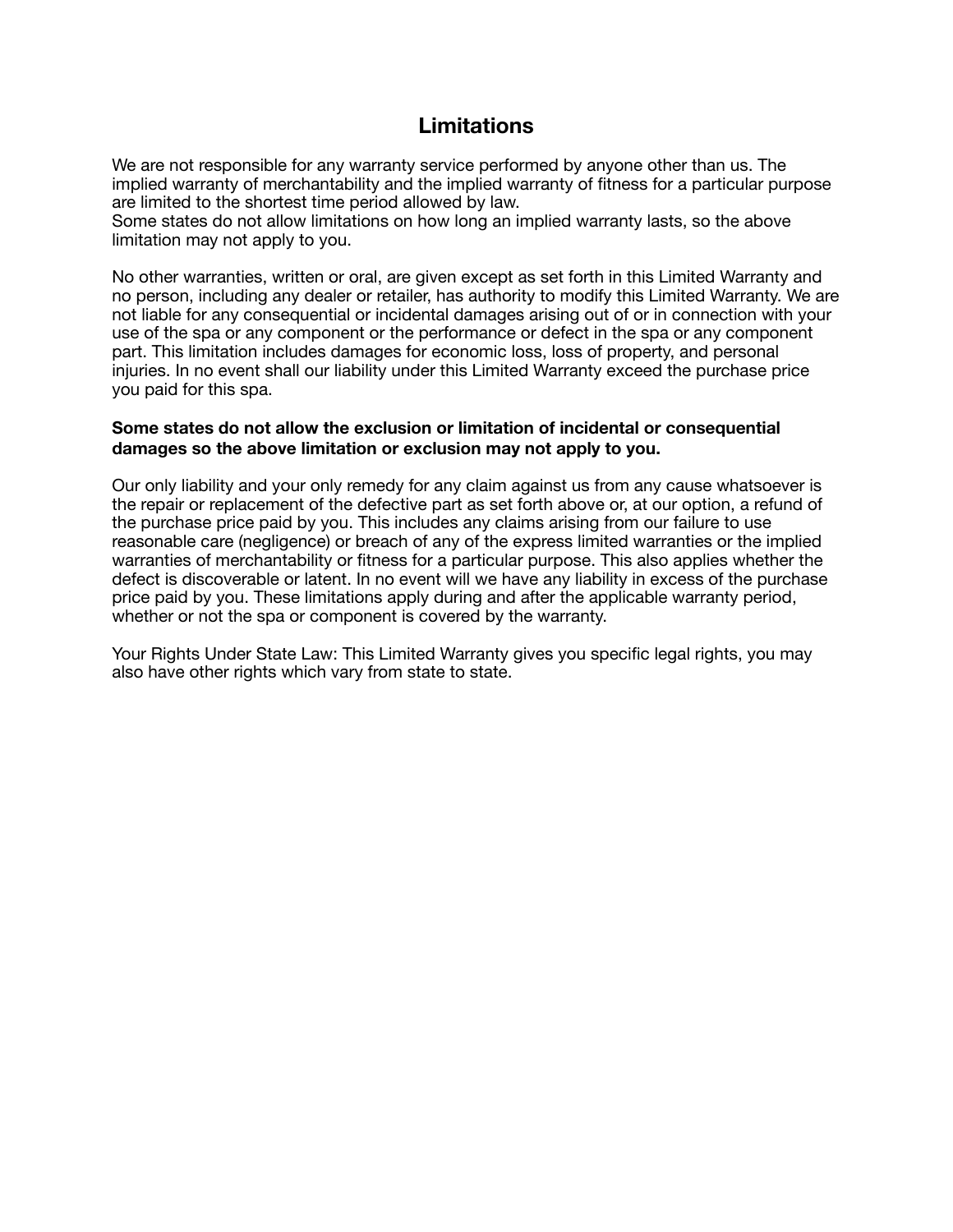## Limitations

We are not responsible for any warranty service performed by anyone other than us. The implied warranty of merchantability and the implied warranty of fitness for a particular purpose are limited to the shortest time period allowed by law.
Some states do not allow limitations on how long an implied warranty lasts, so the above limitation may not apply to you.

No other warranties, written or oral, are given except as set forth in this Limited Warranty and no person, including any dealer or retailer, has authority to modify this Limited Warranty. We are not liable for any consequential or incidental damages arising out of or in connection with your use of the spa or any component or the performance or defect in the spa or any component part. This limitation includes damages for economic loss, loss of property, and personal injuries. In no event shall our liability under this Limited Warranty exceed the purchase price you paid for this spa.

**Some states do not allow the exclusion or limitation of incidental or consequential damages so the above limitation or exclusion may not apply to you.**

Our only liability and your only remedy for any claim against us from any cause whatsoever is the repair or replacement of the defective part as set forth above or, at our option, a refund of the purchase price paid by you. This includes any claims arising from our failure to use reasonable care (negligence) or breach of any of the express limited warranties or the implied warranties of merchantability or fitness for a particular purpose. This also applies whether the defect is discoverable or latent. In no event will we have any liability in excess of the purchase price paid by you. These limitations apply during and after the applicable warranty period, whether or not the spa or component is covered by the warranty.

Your Rights Under State Law: This Limited Warranty gives you specific legal rights, you may also have other rights which vary from state to state.